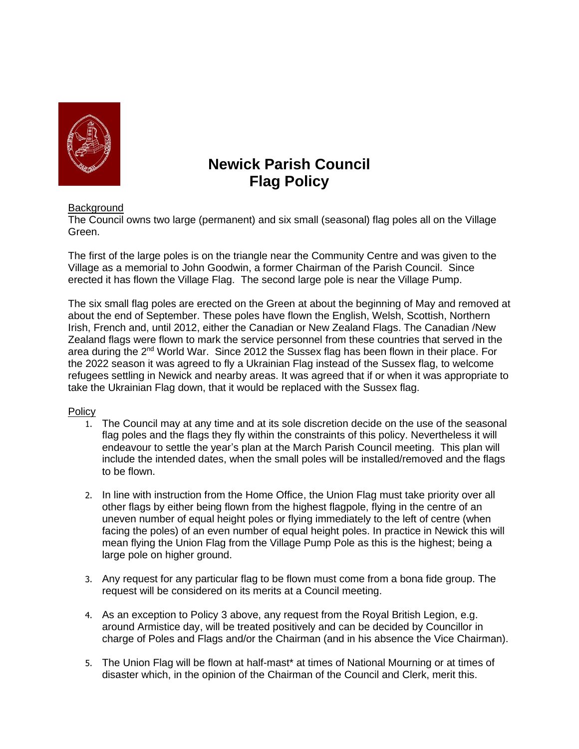# Newick Parish Council
# Flag Policy

Background

The Council owns two large (permanent) and six small (seasonal) flag poles all on the Village Green.

The first of the large poles is on the triangle near the Community Centre and was given to the Village as a memorial to John Goodwin, a former Chairman of the Parish Council. Since erected it has flown the Village Flag. The second large pole is near the Village Pump.

The six small flag poles are erected on the Green at about the beginning of May and removed at about the end of September. These poles have flown the English, Welsh, Scottish, Northern Irish, French and, until 2012, either the Canadian or New Zealand Flags. The Canadian /New Zealand flags were flown to mark the service personnel from these countries that served in the area during the 2nd World War. Since 2012 the Sussex flag has been flown in their place. For the 2022 season it was agreed to fly a Ukrainian Flag instead of the Sussex flag, to welcome refugees settling in Newick and nearby areas. It was agreed that if or when it was appropriate to take the Ukrainian Flag down, that it would be replaced with the Sussex flag.

Policy

1. The Council may at any time and at its sole discretion decide on the use of the seasonal flag poles and the flags they fly within the constraints of this policy. Nevertheless it will endeavour to settle the year's plan at the March Parish Council meeting. This plan will include the intended dates, when the small poles will be installed/removed and the flags to be flown.

2. In line with instruction from the Home Office, the Union Flag must take priority over all other flags by either being flown from the highest flagpole, flying in the centre of an uneven number of equal height poles or flying immediately to the left of centre (when facing the poles) of an even number of equal height poles. In practice in Newick this will mean flying the Union Flag from the Village Pump Pole as this is the highest; being a large pole on higher ground.

3. Any request for any particular flag to be flown must come from a bona fide group. The request will be considered on its merits at a Council meeting.

4. As an exception to Policy 3 above, any request from the Royal British Legion, e.g. around Armistice day, will be treated positively and can be decided by Councillor in charge of Poles and Flags and/or the Chairman (and in his absence the Vice Chairman).

5. The Union Flag will be flown at half-mast* at times of National Mourning or at times of disaster which, in the opinion of the Chairman of the Council and Clerk, merit this.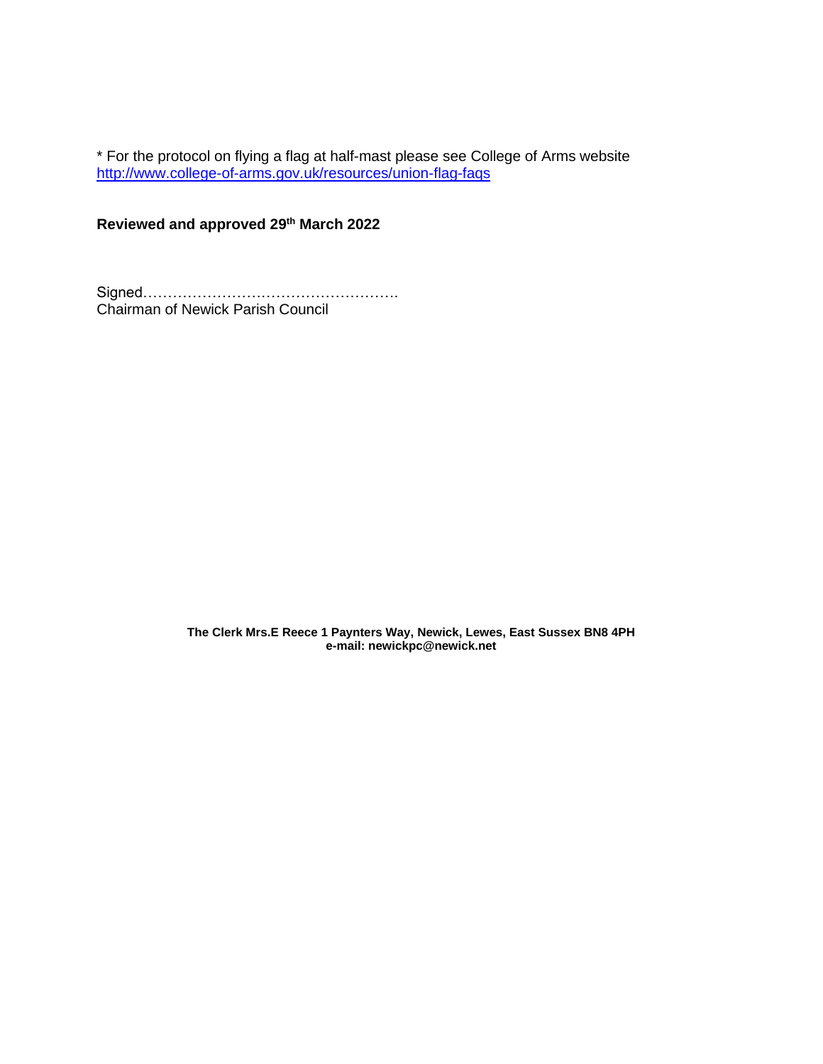* For the protocol on flying a flag at half-mast please see College of Arms website
[http://www.college-of-arms.gov.uk/resources/union-flag-faqs](http://www.college-of-arms.gov.uk/resources/union-flag-faqs)

**Reviewed and approved 29th March 2022**

Signed…………………………………………….
Chairman of Newick Parish Council

**The Clerk Mrs.E Reece 1 Paynters Way, Newick, Lewes, East Sussex BN8 4PH**
**e-mail: newickpc@newick.net**